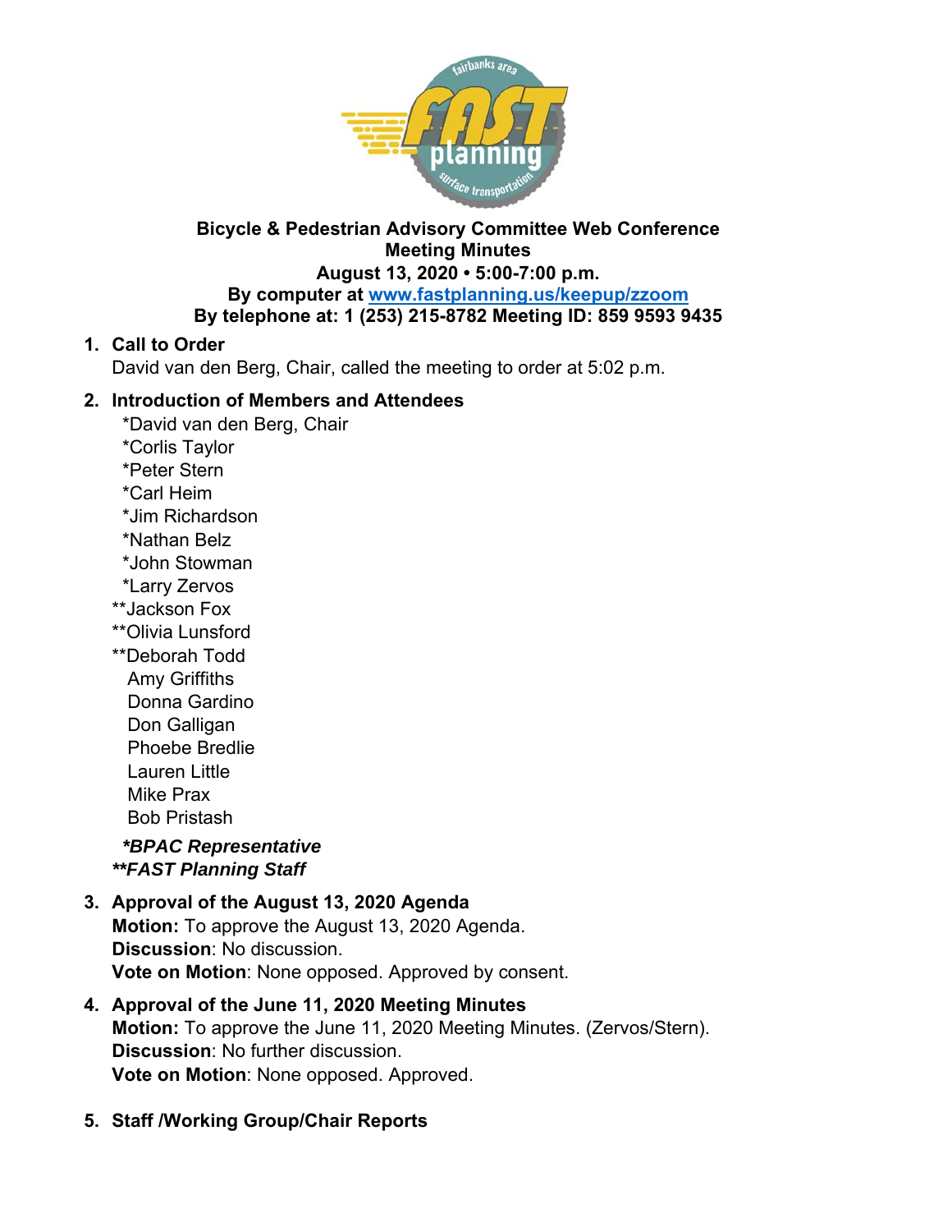**Bicycle & Pedestrian Advisory Committee Web Conference**
**Meeting Minutes**
**August 13, 2020 • 5:00-7:00 p.m.**
**By computer at [www.fastplanning.us/keepup/zzoom](www.fastplanning.us/keepup/zzoom)**
**By telephone at: 1 (253) 215-8782 Meeting ID: 859 9593 9435**

1. **Call to Order**
   David van den Berg, Chair, called the meeting to order at 5:02 p.m.

2. **Introduction of Members and Attendees**
   *David van den Berg, Chair
   *Corlis Taylor
   *Peter Stern
   *Carl Heim
   *Jim Richardson
   *Nathan Belz
   *John Stowman
   *Larry Zervos
   **Jackson Fox
   **Olivia Lunsford
   **Deborah Todd
   Amy Griffiths
   Donna Gardino
   Don Galligan
   Phoebe Bredlie
   Lauren Little
   Mike Prax
   Bob Pristash

   ***BPAC Representative***
   ***FAST Planning Staff***

3. **Approval of the August 13, 2020 Agenda**
   **Motion:** To approve the August 13, 2020 Agenda.
   **Discussion**: No discussion.
   **Vote on Motion**: None opposed. Approved by consent.

4. **Approval of the June 11, 2020 Meeting Minutes**
   **Motion:** To approve the June 11, 2020 Meeting Minutes. (Zervos/Stern).
   **Discussion**: No further discussion.
   **Vote on Motion**: None opposed. Approved.

5. **Staff /Working Group/Chair Reports**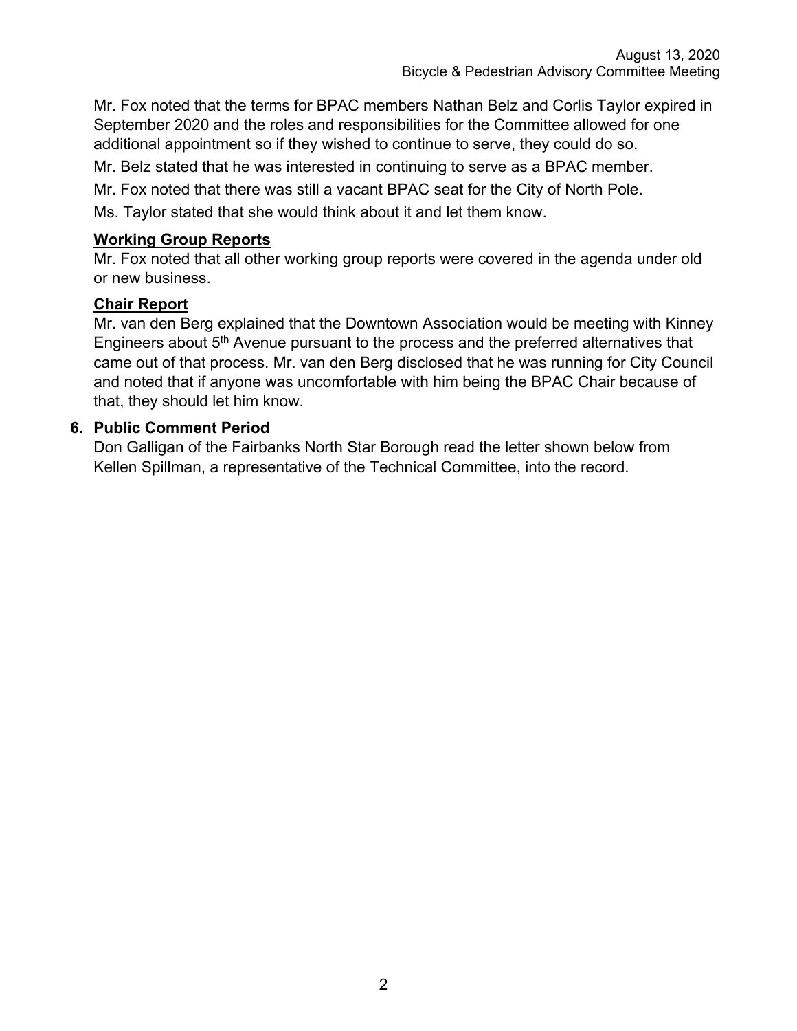Mr. Fox noted that the terms for BPAC members Nathan Belz and Corlis Taylor expired in September 2020 and the roles and responsibilities for the Committee allowed for one additional appointment so if they wished to continue to serve, they could do so.

Mr. Belz stated that he was interested in continuing to serve as a BPAC member.

Mr. Fox noted that there was still a vacant BPAC seat for the City of North Pole.

Ms. Taylor stated that she would think about it and let them know.

**Working Group Reports**

Mr. Fox noted that all other working group reports were covered in the agenda under old or new business.

**Chair Report**

Mr. van den Berg explained that the Downtown Association would be meeting with Kinney Engineers about 5th Avenue pursuant to the process and the preferred alternatives that came out of that process. Mr. van den Berg disclosed that he was running for City Council and noted that if anyone was uncomfortable with him being the BPAC Chair because of that, they should let him know.

**6. Public Comment Period**

Don Galligan of the Fairbanks North Star Borough read the letter shown below from Kellen Spillman, a representative of the Technical Committee, into the record.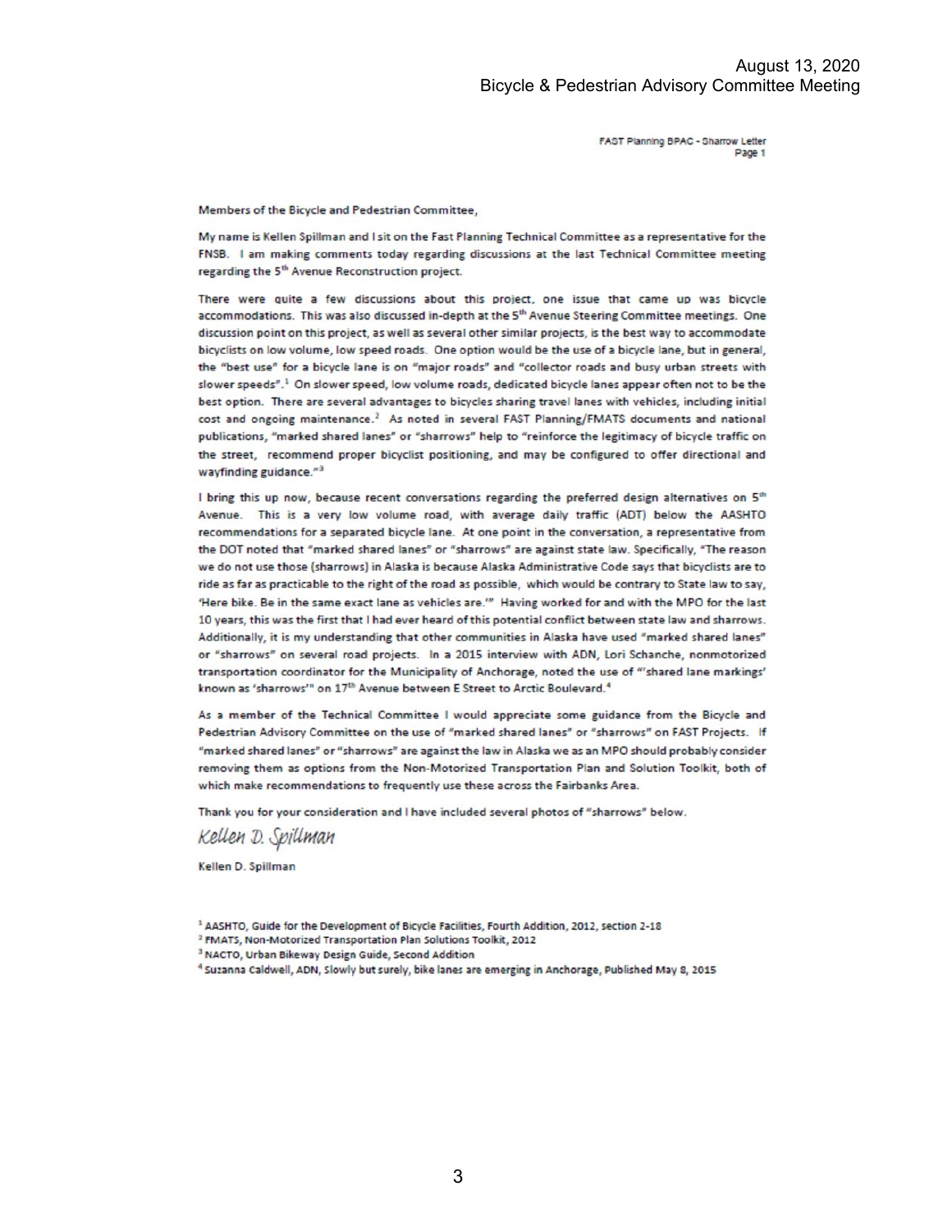Members of the Bicycle and Pedestrian Committee,

My name is Kellen Spillman and I sit on the Fast Planning Technical Committee as a representative for the FNSB. I am making comments today regarding discussions at the last Technical Committee meeting regarding the 5th Avenue Reconstruction project.

There were quite a few discussions about this project. one issue that came up was bicycle accommodations. This was also discussed in-depth at the 5th Avenue Steering Committee meetings. One discussion point on this project, as well as several other similar projects, is the best way to accommodate bicyclists on low volume, low speed roads. One option would be the use of a bicycle lane, but in general, the "best use" for a bicycle lane is on "major roads" and "collector roads and busy urban streets with slower speeds".[1] On slower speed, low volume roads, dedicated bicycle lanes appear often not to be the best option. There are several advantages to bicycles sharing travel lanes with vehicles, including initial cost and ongoing maintenance.[2] As noted in several FAST Planning/FMATS documents and national publications, "marked shared lanes" or "sharrows" help to "reinforce the legitimacy of bicycle traffic on the street, recommend proper bicyclist positioning, and may be configured to offer directional and wayfinding guidance."[3]

I bring this up now, because recent conversations regarding the preferred design alternatives on 5th Avenue. This is a very low volume road, with average daily traffic (ADT) below the AASHTO recommendations for a separated bicycle lane. At one point in the conversation, a representative from the DOT noted that "marked shared lanes" or "sharrows" are against state law. Specifically, "The reason we do not use those (sharrows) in Alaska is because Alaska Administrative Code says that bicyclists are to ride as far as practicable to the right of the road as possible, which would be contrary to State law to say, 'Here bike. Be in the same exact lane as vehicles are.'" Having worked for and with the MPO for the last 10 years, this was the first that I had ever heard of this potential conflict between state law and sharrows. Additionally, it is my understanding that other communities in Alaska have used "marked shared lanes" or "sharrows" on several road projects. In a 2015 interview with ADN, Lori Schanche, nonmotorized transportation coordinator for the Municipality of Anchorage, noted the use of "'shared lane markings' known as 'sharrows'" on 17th Avenue between E Street to Arctic Boulevard.[4]

As a member of the Technical Committee I would appreciate some guidance from the Bicycle and Pedestrian Advisory Committee on the use of "marked shared lanes" or "sharrows" on FAST Projects. If "marked shared lanes" or "sharrows" are against the law in Alaska we as an MPO should probably consider removing them as options from the Non-Motorized Transportation Plan and Solution Toolkit, both of which make recommendations to frequently use these across the Fairbanks Area.

Thank you for your consideration and I have included several photos of "sharrows" below.

*Kellen D. Spillman*

Kellen D. Spillman

[1] AASHTO, Guide for the Development of Bicycle Facilities, Fourth Addition, 2012, section 2-18

[2] FMATS, Non-Motorized Transportation Plan Solutions Toolkit, 2012

[3] NACTO, Urban Bikeway Design Guide, Second Addition

[4] Suzanna Caldwell, ADN, Slowly but surely, bike lanes are emerging in Anchorage, Published May 8, 2015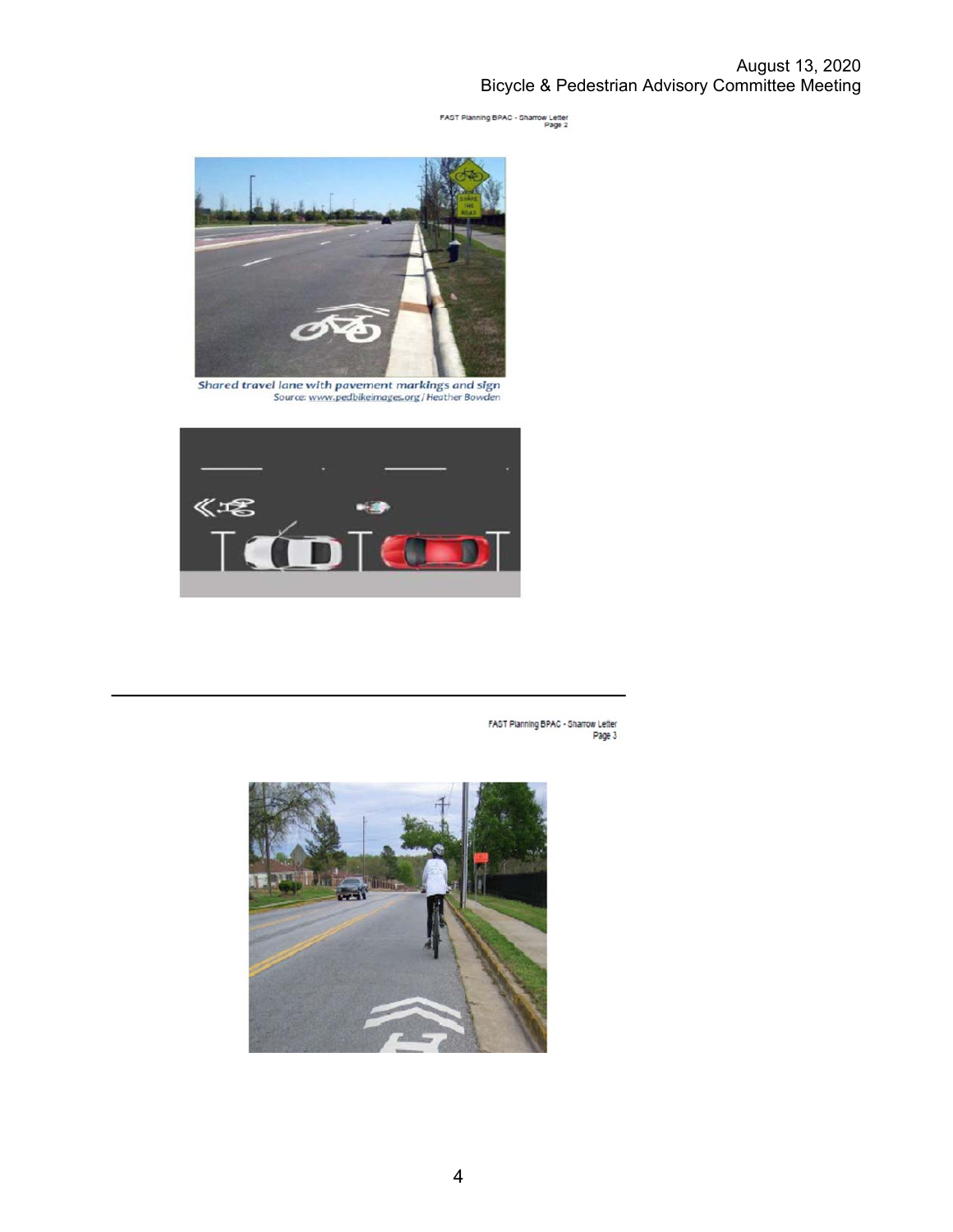FAST Planning BPAC - Sharrow Letter
Page 2

Shared travel lane with pavement markings and sign
Source: www.pedbikeimages.org / Heather Bowden

FAST Planning BPAC - Sharrow Letter
Page 3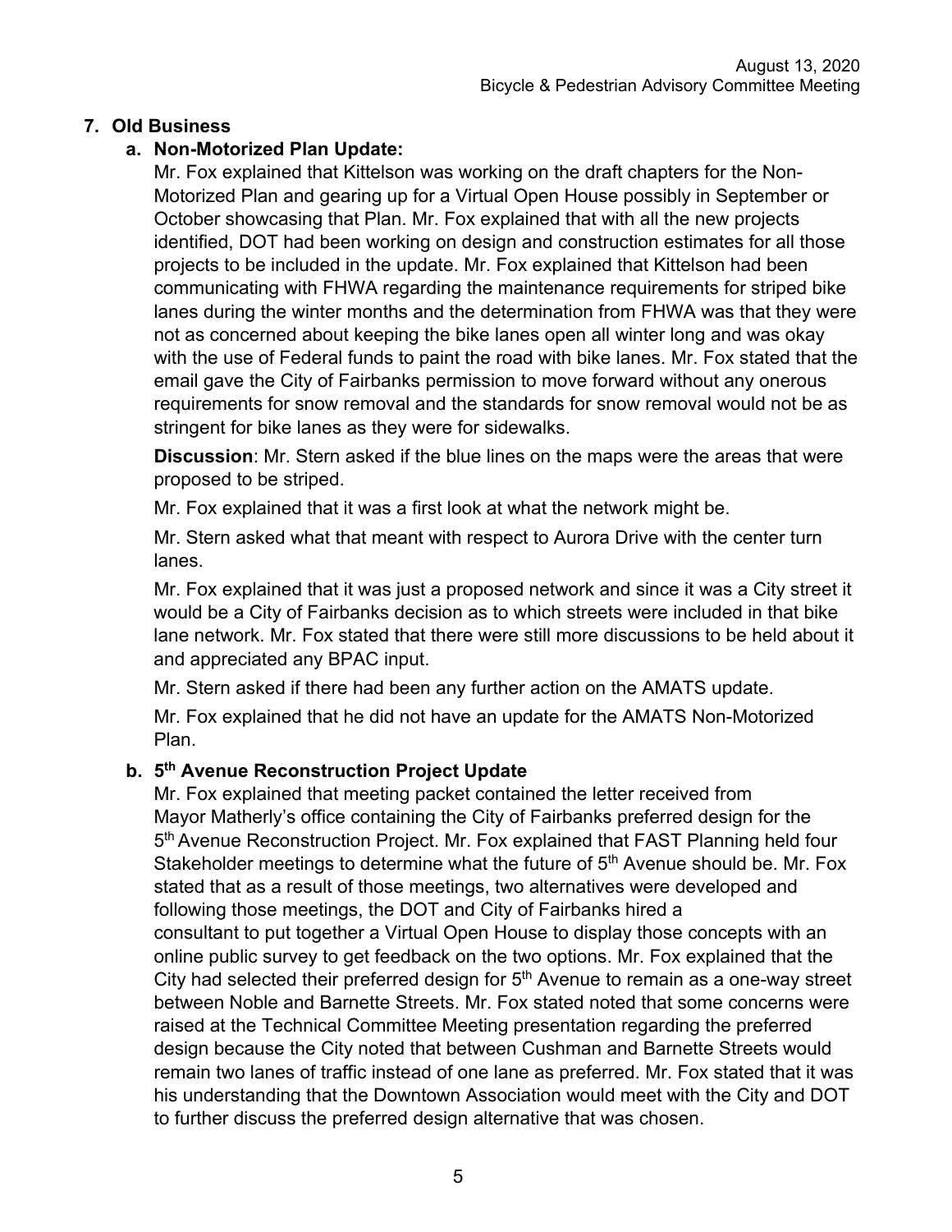## 7. Old Business

### a. Non-Motorized Plan Update:

Mr. Fox explained that Kittelson was working on the draft chapters for the Non-Motorized Plan and gearing up for a Virtual Open House possibly in September or October showcasing that Plan. Mr. Fox explained that with all the new projects identified, DOT had been working on design and construction estimates for all those projects to be included in the update. Mr. Fox explained that Kittelson had been communicating with FHWA regarding the maintenance requirements for striped bike lanes during the winter months and the determination from FHWA was that they were not as concerned about keeping the bike lanes open all winter long and was okay with the use of Federal funds to paint the road with bike lanes. Mr. Fox stated that the email gave the City of Fairbanks permission to move forward without any onerous requirements for snow removal and the standards for snow removal would not be as stringent for bike lanes as they were for sidewalks.

**Discussion**: Mr. Stern asked if the blue lines on the maps were the areas that were proposed to be striped.

Mr. Fox explained that it was a first look at what the network might be.

Mr. Stern asked what that meant with respect to Aurora Drive with the center turn lanes.

Mr. Fox explained that it was just a proposed network and since it was a City street it would be a City of Fairbanks decision as to which streets were included in that bike lane network. Mr. Fox stated that there were still more discussions to be held about it and appreciated any BPAC input.

Mr. Stern asked if there had been any further action on the AMATS update.

Mr. Fox explained that he did not have an update for the AMATS Non-Motorized Plan.

### b. 5th Avenue Reconstruction Project Update

Mr. Fox explained that meeting packet contained the letter received from Mayor Matherly's office containing the City of Fairbanks preferred design for the 5th Avenue Reconstruction Project. Mr. Fox explained that FAST Planning held four Stakeholder meetings to determine what the future of 5th Avenue should be. Mr. Fox stated that as a result of those meetings, two alternatives were developed and following those meetings, the DOT and City of Fairbanks hired a consultant to put together a Virtual Open House to display those concepts with an online public survey to get feedback on the two options. Mr. Fox explained that the City had selected their preferred design for 5th Avenue to remain as a one-way street between Noble and Barnette Streets. Mr. Fox stated noted that some concerns were raised at the Technical Committee Meeting presentation regarding the preferred design because the City noted that between Cushman and Barnette Streets would remain two lanes of traffic instead of one lane as preferred. Mr. Fox stated that it was his understanding that the Downtown Association would meet with the City and DOT to further discuss the preferred design alternative that was chosen.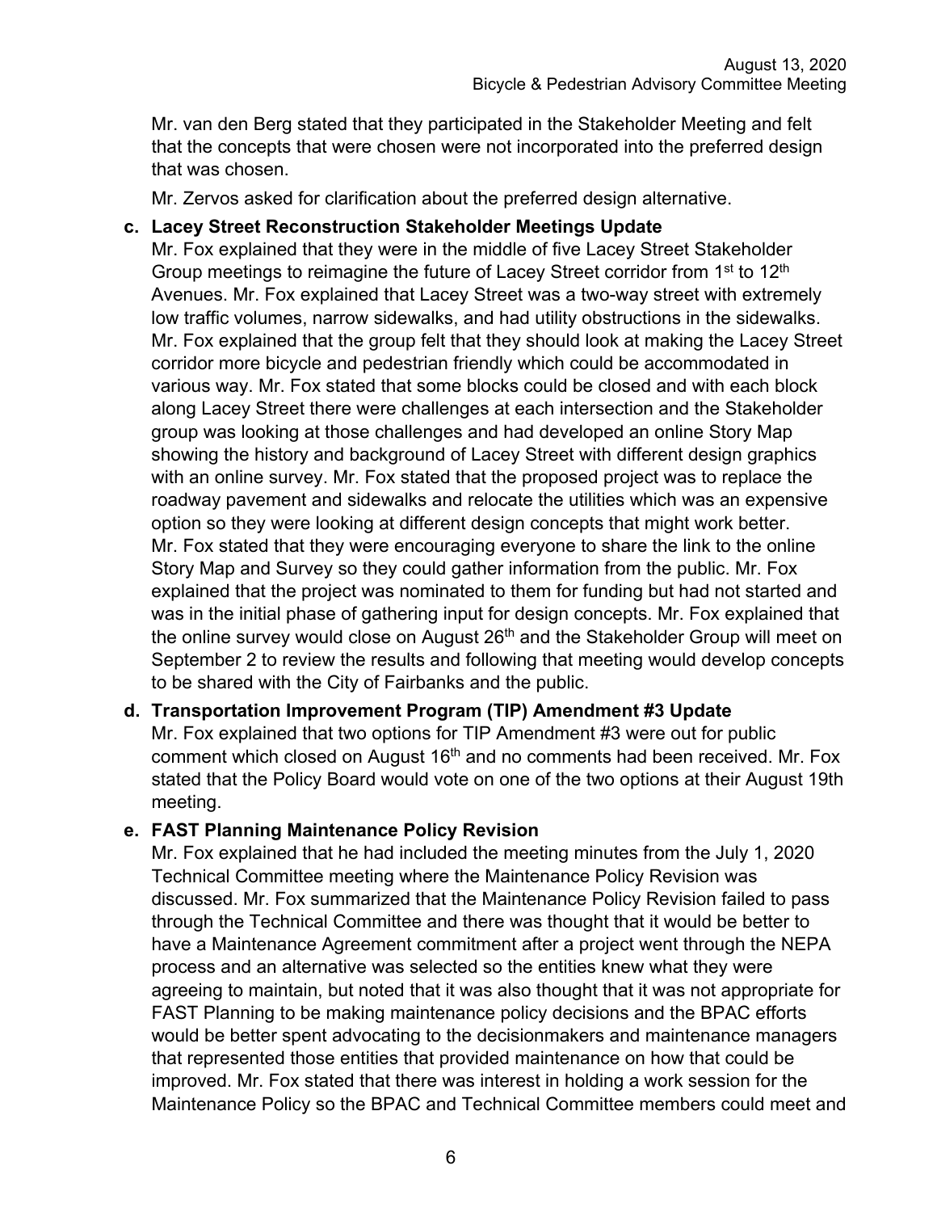Mr. van den Berg stated that they participated in the Stakeholder Meeting and felt that the concepts that were chosen were not incorporated into the preferred design that was chosen.

Mr. Zervos asked for clarification about the preferred design alternative.

**c. Lacey Street Reconstruction Stakeholder Meetings Update**

Mr. Fox explained that they were in the middle of five Lacey Street Stakeholder Group meetings to reimagine the future of Lacey Street corridor from 1st to 12th Avenues. Mr. Fox explained that Lacey Street was a two-way street with extremely low traffic volumes, narrow sidewalks, and had utility obstructions in the sidewalks. Mr. Fox explained that the group felt that they should look at making the Lacey Street corridor more bicycle and pedestrian friendly which could be accommodated in various way. Mr. Fox stated that some blocks could be closed and with each block along Lacey Street there were challenges at each intersection and the Stakeholder group was looking at those challenges and had developed an online Story Map showing the history and background of Lacey Street with different design graphics with an online survey. Mr. Fox stated that the proposed project was to replace the roadway pavement and sidewalks and relocate the utilities which was an expensive option so they were looking at different design concepts that might work better. Mr. Fox stated that they were encouraging everyone to share the link to the online Story Map and Survey so they could gather information from the public. Mr. Fox explained that the project was nominated to them for funding but had not started and was in the initial phase of gathering input for design concepts. Mr. Fox explained that the online survey would close on August 26th and the Stakeholder Group will meet on September 2 to review the results and following that meeting would develop concepts to be shared with the City of Fairbanks and the public.

**d. Transportation Improvement Program (TIP) Amendment #3 Update**

Mr. Fox explained that two options for TIP Amendment #3 were out for public comment which closed on August 16th and no comments had been received. Mr. Fox stated that the Policy Board would vote on one of the two options at their August 19th meeting.

**e. FAST Planning Maintenance Policy Revision**

Mr. Fox explained that he had included the meeting minutes from the July 1, 2020 Technical Committee meeting where the Maintenance Policy Revision was discussed. Mr. Fox summarized that the Maintenance Policy Revision failed to pass through the Technical Committee and there was thought that it would be better to have a Maintenance Agreement commitment after a project went through the NEPA process and an alternative was selected so the entities knew what they were agreeing to maintain, but noted that it was also thought that it was not appropriate for FAST Planning to be making maintenance policy decisions and the BPAC efforts would be better spent advocating to the decisionmakers and maintenance managers that represented those entities that provided maintenance on how that could be improved. Mr. Fox stated that there was interest in holding a work session for the Maintenance Policy so the BPAC and Technical Committee members could meet and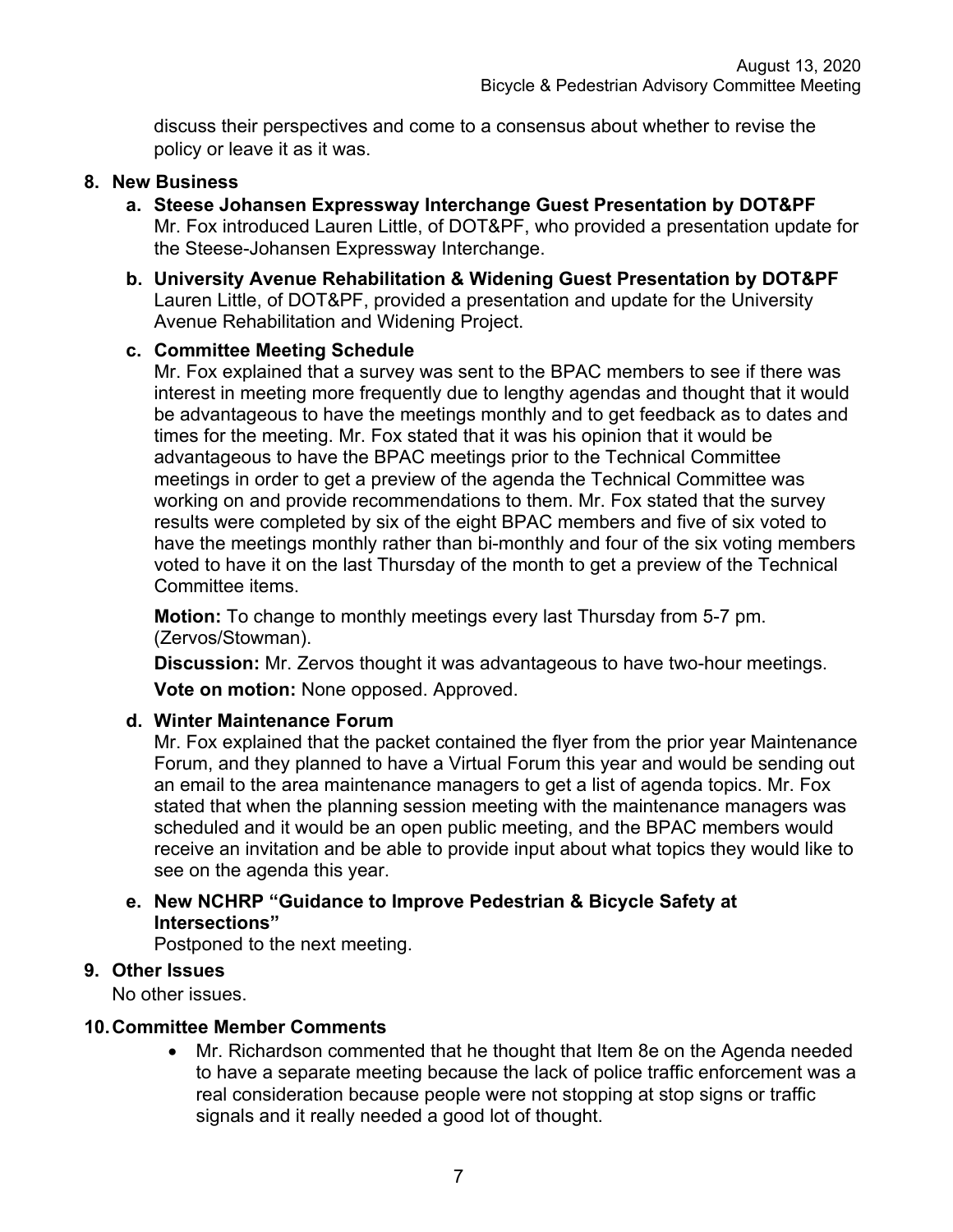discuss their perspectives and come to a consensus about whether to revise the policy or leave it as it was.

**8. New Business**

**a. Steese Johansen Expressway Interchange Guest Presentation by DOT&PF**
Mr. Fox introduced Lauren Little, of DOT&PF, who provided a presentation update for the Steese-Johansen Expressway Interchange.

**b. University Avenue Rehabilitation & Widening Guest Presentation by DOT&PF**
Lauren Little, of DOT&PF, provided a presentation and update for the University Avenue Rehabilitation and Widening Project.

**c. Committee Meeting Schedule**
Mr. Fox explained that a survey was sent to the BPAC members to see if there was interest in meeting more frequently due to lengthy agendas and thought that it would be advantageous to have the meetings monthly and to get feedback as to dates and times for the meeting. Mr. Fox stated that it was his opinion that it would be advantageous to have the BPAC meetings prior to the Technical Committee meetings in order to get a preview of the agenda the Technical Committee was working on and provide recommendations to them. Mr. Fox stated that the survey results were completed by six of the eight BPAC members and five of six voted to have the meetings monthly rather than bi-monthly and four of the six voting members voted to have it on the last Thursday of the month to get a preview of the Technical Committee items.

**Motion:** To change to monthly meetings every last Thursday from 5-7 pm. (Zervos/Stowman).

**Discussion:** Mr. Zervos thought it was advantageous to have two-hour meetings.

**Vote on motion:** None opposed. Approved.

**d. Winter Maintenance Forum**
Mr. Fox explained that the packet contained the flyer from the prior year Maintenance Forum, and they planned to have a Virtual Forum this year and would be sending out an email to the area maintenance managers to get a list of agenda topics. Mr. Fox stated that when the planning session meeting with the maintenance managers was scheduled and it would be an open public meeting, and the BPAC members would receive an invitation and be able to provide input about what topics they would like to see on the agenda this year.

**e. New NCHRP "Guidance to Improve Pedestrian & Bicycle Safety at Intersections"**
Postponed to the next meeting.

**9. Other Issues**
No other issues.

**10. Committee Member Comments**

- Mr. Richardson commented that he thought that Item 8e on the Agenda needed to have a separate meeting because the lack of police traffic enforcement was a real consideration because people were not stopping at stop signs or traffic signals and it really needed a good lot of thought.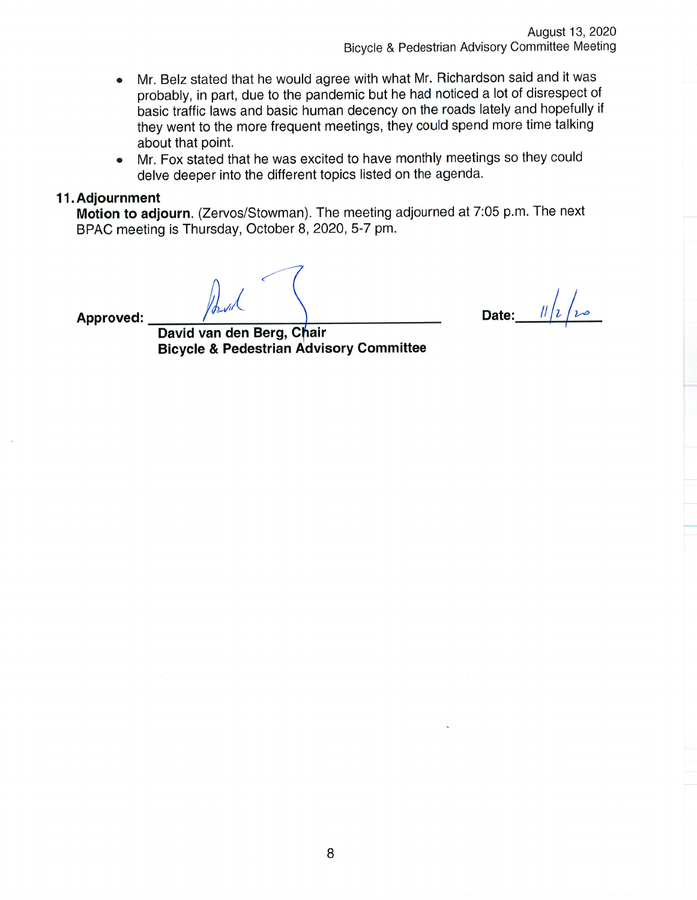- Mr. Belz stated that he would agree with what Mr. Richardson said and it was probably, in part, due to the pandemic but he had noticed a lot of disrespect of basic traffic laws and basic human decency on the roads lately and hopefully if they went to the more frequent meetings, they could spend more time talking about that point.
- Mr. Fox stated that he was excited to have monthly meetings so they could delve deeper into the different topics listed on the agenda.

## 11. Adjournment

**Motion to adjourn**. (Zervos/Stowman). The meeting adjourned at 7:05 p.m. The next BPAC meeting is Thursday, October 8, 2020, 5-7 pm.

**Approved:** ______________________________ **Date:** 11/2/20

**David van den Berg, Chair**
**Bicycle & Pedestrian Advisory Committee**